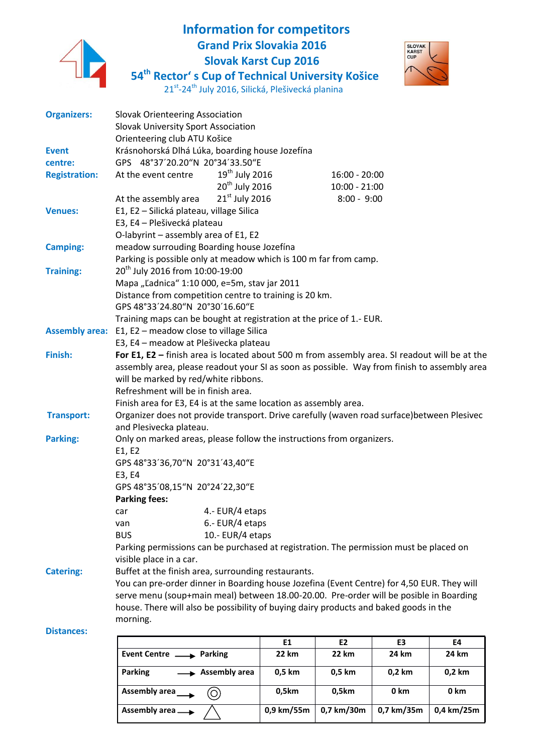# Information for competitors

## Grand Prix Slovakia 2016

## Slovak Karst Cup 2016

## 54th Rector' s Cup of Technical University Košice

21st-24th July 2016, Silická, Plešivecká planina

**Organizers:** Slovak Orienteering Association
Slovak University Sport Association
Orienteering club ATU Košice

**Event centre:** Krásnohorská Dlhá Lúka, boarding house Jozefína
GPS 48°37´20.20"N 20°34´33.50"E

**Registration:**

| | | |
|---|---|---|
| At the event centre | 19th July 2016 | 16:00 - 20:00 |
| | 20th July 2016 | 10:00 - 21:00 |
| At the assembly area | 21st July 2016 | 8:00 - 9:00 |

**Venues:** E1, E2 – Silická plateau, village Silica
E3, E4 – Plešivecká plateau
O-labyrint – assembly area of E1, E2

**Camping:** meadow surrouding Boarding house Jozefína
Parking is possible only at meadow which is 100 m far from camp.

**Training:** 20th July 2016 from 10:00-19:00
Mapa „Ľadnica" 1:10 000, e=5m, stav jar 2011
Distance from competition centre to training is 20 km.
GPS 48°33´24.80"N 20°30´16.60"E
Training maps can be bought at registration at the price of 1.- EUR.

**Assembly area:** E1, E2 – meadow close to village Silica
E3, E4 – meadow at Plešivecka plateau

**Finish:** **For E1, E2 –** finish area is located about 500 m from assembly area. SI readout will be at the assembly area, please readout your SI as soon as possible. Way from finish to assembly area will be marked by red/white ribbons.
Refreshment will be in finish area.
Finish area for E3, E4 is at the same location as assembly area.

**Transport:** Organizer does not provide transport. Drive carefully (waven road surface)between Plesivec and Plesivecka plateau.

**Parking:** Only on marked areas, please follow the instructions from organizers.
E1, E2
GPS 48°33´36,70"N 20°31´43,40"E
E3, E4
GPS 48°35´08,15"N 20°24´22,30"E

**Parking fees:**

| | |
|---|---|
| car | 4.- EUR/4 etaps |
| van | 6.- EUR/4 etaps |
| BUS | 10.- EUR/4 etaps |

Parking permissions can be purchased at registration. The permission must be placed on visible place in a car.

**Catering:** Buffet at the finish area, surrounding restaurants.
You can pre-order dinner in Boarding house Jozefina (Event Centre) for 4,50 EUR. They will serve menu (soup+main meal) between 18.00-20.00. Pre-order will be posible in Boarding house. There will also be possibility of buying dairy products and baked goods in the morning.

**Distances:**

| | E1 | E2 | E3 | E4 |
|---|---|---|---|---|
| **Event Centre → Parking** | **22 km** | **22 km** | **24 km** | **24 km** |
| **Parking → Assembly area** | **0,5 km** | **0,5 km** | **0,2 km** | **0,2 km** |
| **Assembly area → ◎** | **0,5km** | **0,5km** | **0 km** | **0 km** |
| **Assembly area → △** | **0,9 km/55m** | **0,7 km/30m** | **0,7 km/35m** | **0,4 km/25m** |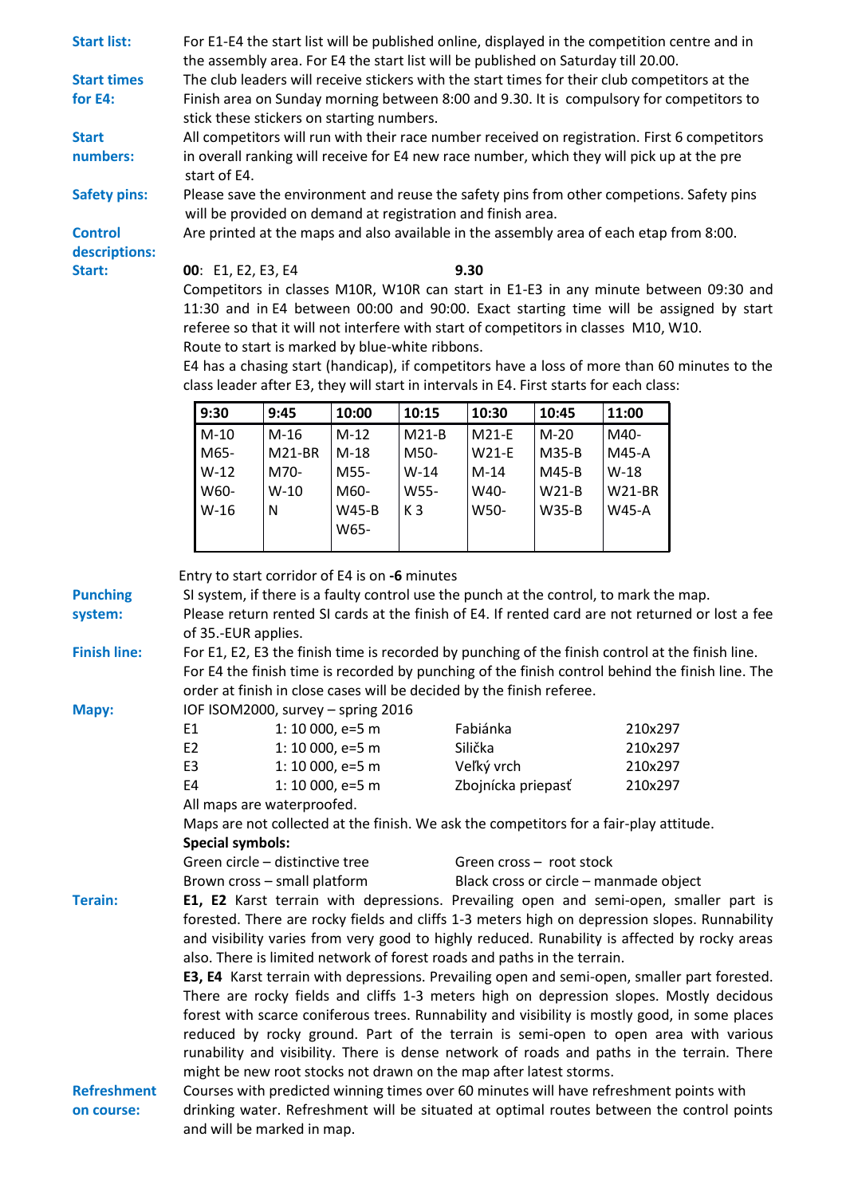**Start list:** For E1-E4 the start list will be published online, displayed in the competition centre and in the assembly area. For E4 the start list will be published on Saturday till 20.00.

**Start times for E4:** The club leaders will receive stickers with the start times for their club competitors at the Finish area on Sunday morning between 8:00 and 9.30. It is compulsory for competitors to stick these stickers on starting numbers.

**Start numbers:** All competitors will run with their race number received on registration. First 6 competitors in overall ranking will receive for E4 new race number, which they will pick up at the pre start of E4.

**Safety pins:** Please save the environment and reuse the safety pins from other competions. Safety pins will be provided on demand at registration and finish area.

**Control descriptions:** Are printed at the maps and also available in the assembly area of each etap from 8:00.

**Start:** **00**: E1, E2, E3, E4 **9.30**

Competitors in classes M10R, W10R can start in E1-E3 in any minute between 09:30 and 11:30 and in E4 between 00:00 and 90:00. Exact starting time will be assigned by start referee so that it will not interfere with start of competitors in classes M10, W10.

Route to start is marked by blue-white ribbons.

E4 has a chasing start (handicap), if competitors have a loss of more than 60 minutes to the class leader after E3, they will start in intervals in E4. First starts for each class:

| 9:30 | 9:45 | 10:00 | 10:15 | 10:30 | 10:45 | 11:00 |
|---|---|---|---|---|---|---|
| M-10 | M-16 | M-12 | M21-B | M21-E | M-20 | M40- |
| M65- | M21-BR | M-18 | M50- | W21-E | M35-B | M45-A |
| W-12 | M70- | M55- | W-14 | M-14 | M45-B | W-18 |
| W60- | W-10 | M60- | W55- | W40- | W21-B | W21-BR |
| W-16 | N | W45-B | K 3 | W50- | W35-B | W45-A |
| | | W65- | | | | |

Entry to start corridor of E4 is on **-6** minutes

**Punching system:** SI system, if there is a faulty control use the punch at the control, to mark the map. Please return rented SI cards at the finish of E4. If rented card are not returned or lost a fee of 35.-EUR applies.

**Finish line:** For E1, E2, E3 the finish time is recorded by punching of the finish control at the finish line. For E4 the finish time is recorded by punching of the finish control behind the finish line. The order at finish in close cases will be decided by the finish referee.

**Mapy:** IOF ISOM2000, survey – spring 2016

| | | | |
|---|---|---|---|
| E1 | 1: 10 000, e=5 m | Fabiánka | 210x297 |
| E2 | 1: 10 000, e=5 m | Silička | 210x297 |
| E3 | 1: 10 000, e=5 m | Veľký vrch | 210x297 |
| E4 | 1: 10 000, e=5 m | Zbojnícka priepasť | 210x297 |

All maps are waterproofed.

Maps are not collected at the finish. We ask the competitors for a fair-play attitude.

**Special symbols:**

Green circle – distinctive tree
Green cross – root stock
Brown cross – small platform
Black cross or circle – manmade object

**Terain:** **E1, E2** Karst terrain with depressions. Prevailing open and semi-open, smaller part is forested. There are rocky fields and cliffs 1-3 meters high on depression slopes. Runnability and visibility varies from very good to highly reduced. Runability is affected by rocky areas also. There is limited network of forest roads and paths in the terrain.

**E3, E4** Karst terrain with depressions. Prevailing open and semi-open, smaller part forested. There are rocky fields and cliffs 1-3 meters high on depression slopes. Mostly decidous forest with scarce coniferous trees. Runnability and visibility is mostly good, in some places reduced by rocky ground. Part of the terrain is semi-open to open area with various runability and visibility. There is dense network of roads and paths in the terrain. There might be new root stocks not drawn on the map after latest storms.

**Refreshment on course:** Courses with predicted winning times over 60 minutes will have refreshment points with drinking water. Refreshment will be situated at optimal routes between the control points and will be marked in map.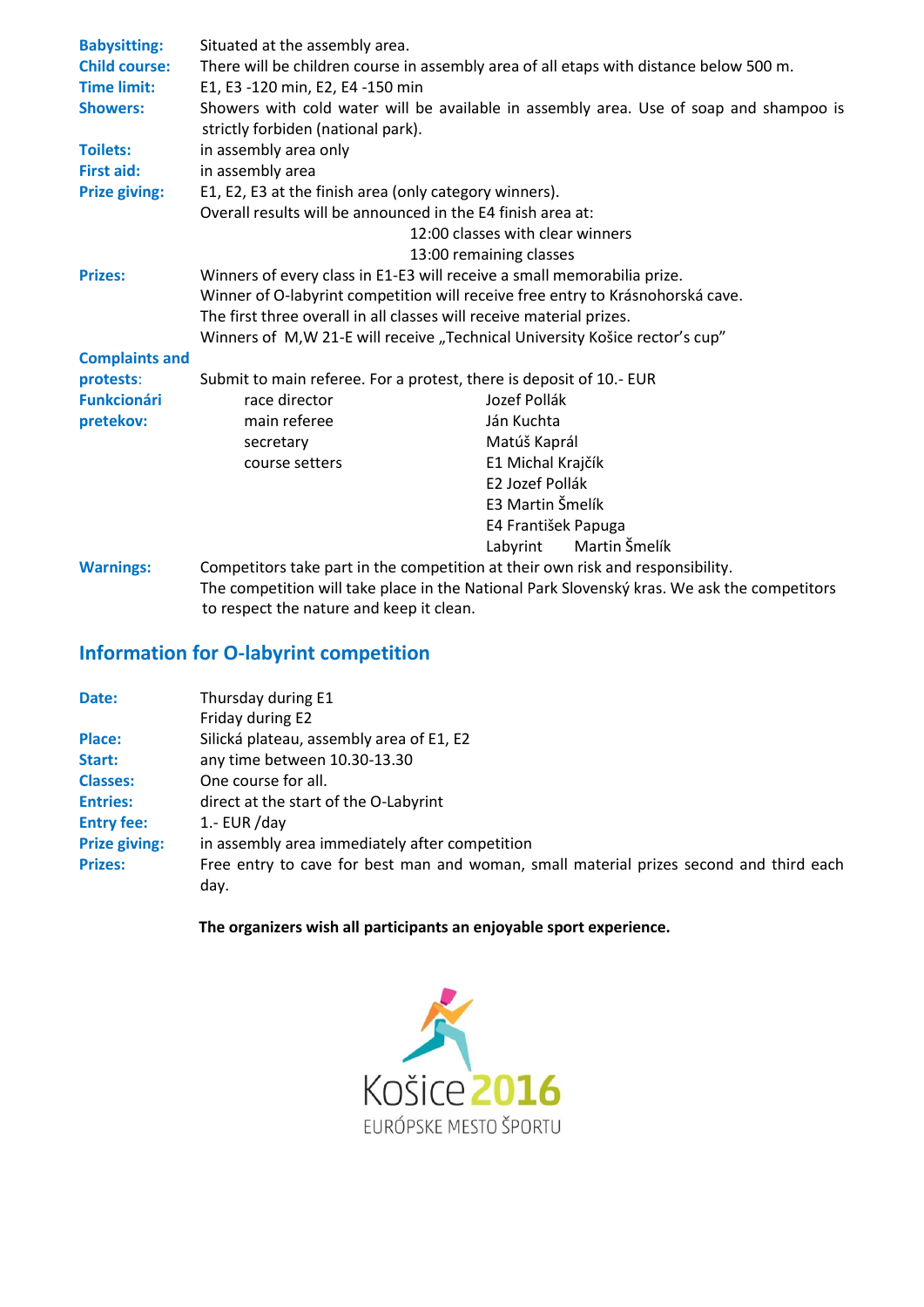**Babysitting:** Situated at the assembly area.

**Child course:** There will be children course in assembly area of all etaps with distance below 500 m.

**Time limit:** E1, E3 -120 min, E2, E4 -150 min

**Showers:** Showers with cold water will be available in assembly area. Use of soap and shampoo is strictly forbiden (national park).

**Toilets:** in assembly area only

**First aid:** in assembly area

**Prize giving:** E1, E2, E3 at the finish area (only category winners).
Overall results will be announced in the E4 finish area at:
12:00 classes with clear winners
13:00 remaining classes

**Prizes:** Winners of every class in E1-E3 will receive a small memorabilia prize.
Winner of O-labyrint competition will receive free entry to Krásnohorská cave.
The first three overall in all classes will receive material prizes.
Winners of M,W 21-E will receive „Technical University Košice rector's cup"

**Complaints and protests:** Submit to main referee. For a protest, there is deposit of 10.- EUR

**Funkcionári pretekov:**

| | |
|---|---|
| race director | Jozef Pollák |
| main referee | Ján Kuchta |
| secretary | Matúš Kaprál |
| course setters | E1 Michal Krajčík |
| | E2 Jozef Pollák |
| | E3 Martin Šmelík |
| | E4 František Papuga |
| | Labyrint Martin Šmelík |

**Warnings:** Competitors take part in the competition at their own risk and responsibility.
The competition will take place in the National Park Slovenský kras. We ask the competitors to respect the nature and keep it clean.

## Information for O-labyrint competition

**Date:** Thursday during E1
Friday during E2

**Place:** Silická plateau, assembly area of E1, E2

**Start:** any time between 10.30-13.30

**Classes:** One course for all.

**Entries:** direct at the start of the O-Labyrint

**Entry fee:** 1.- EUR /day

**Prize giving:** in assembly area immediately after competition

**Prizes:** Free entry to cave for best man and woman, small material prizes second and third each day.

**The organizers wish all participants an enjoyable sport experience.**

Košice 2016
EURÓPSKE MESTO ŠPORTU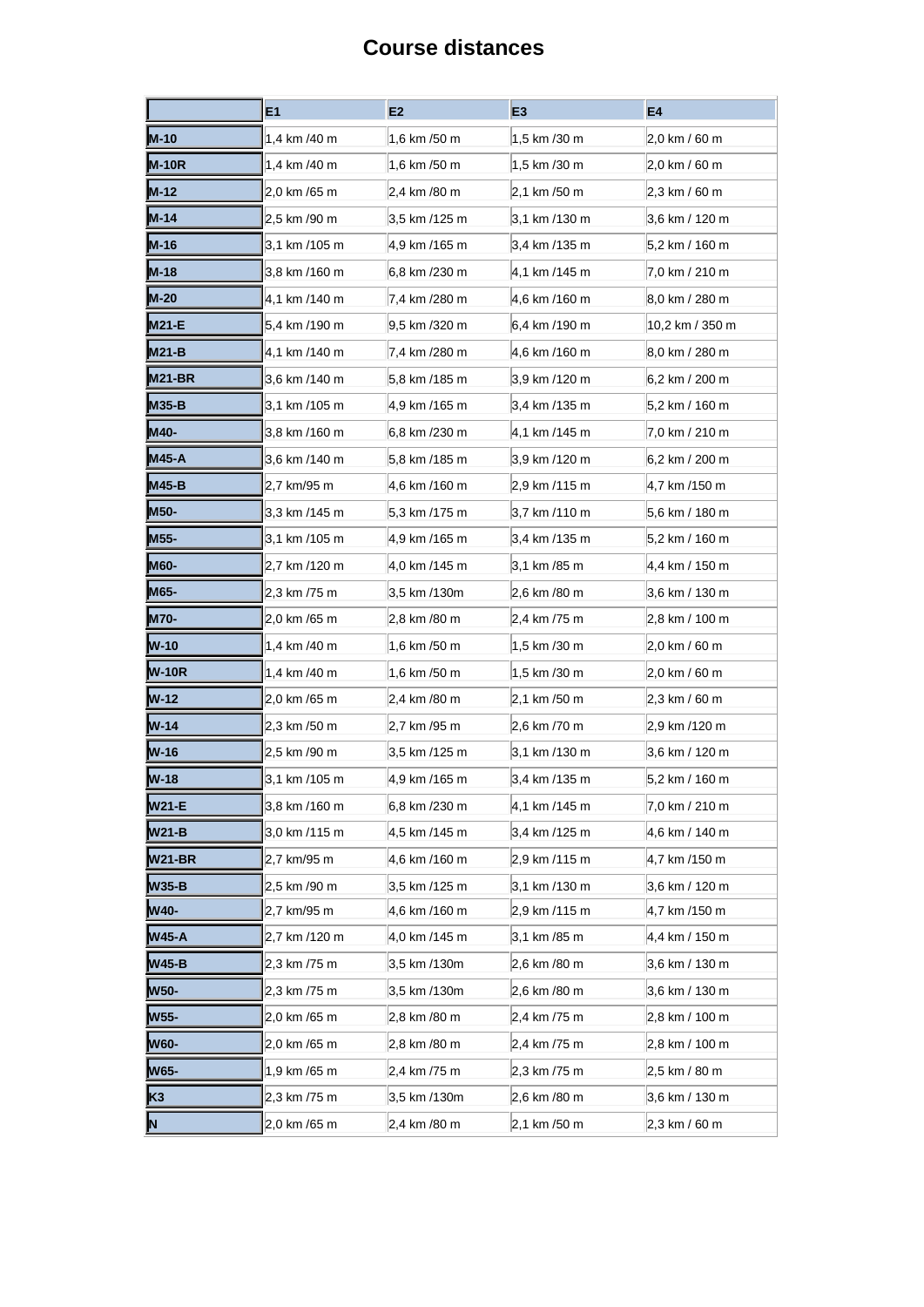# Course distances

| | E1 | E2 | E3 | E4 |
|---|---|---|---|---|
| M-10 | 1,4 km /40 m | 1,6 km /50 m | 1,5 km /30 m | 2,0 km / 60 m |
| M-10R | 1,4 km /40 m | 1,6 km /50 m | 1,5 km /30 m | 2,0 km / 60 m |
| M-12 | 2,0 km /65 m | 2,4 km /80 m | 2,1 km /50 m | 2,3 km / 60 m |
| M-14 | 2,5 km /90 m | 3,5 km /125 m | 3,1 km /130 m | 3,6 km / 120 m |
| M-16 | 3,1 km /105 m | 4,9 km /165 m | 3,4 km /135 m | 5,2 km / 160 m |
| M-18 | 3,8 km /160 m | 6,8 km /230 m | 4,1 km /145 m | 7,0 km / 210 m |
| M-20 | 4,1 km /140 m | 7,4 km /280 m | 4,6 km /160 m | 8,0 km / 280 m |
| M21-E | 5,4 km /190 m | 9,5 km /320 m | 6,4 km /190 m | 10,2 km / 350 m |
| M21-B | 4,1 km /140 m | 7,4 km /280 m | 4,6 km /160 m | 8,0 km / 280 m |
| M21-BR | 3,6 km /140 m | 5,8 km /185 m | 3,9 km /120 m | 6,2 km / 200 m |
| M35-B | 3,1 km /105 m | 4,9 km /165 m | 3,4 km /135 m | 5,2 km / 160 m |
| M40- | 3,8 km /160 m | 6,8 km /230 m | 4,1 km /145 m | 7,0 km / 210 m |
| M45-A | 3,6 km /140 m | 5,8 km /185 m | 3,9 km /120 m | 6,2 km / 200 m |
| M45-B | 2,7 km/95 m | 4,6 km /160 m | 2,9 km /115 m | 4,7 km /150 m |
| M50- | 3,3 km /145 m | 5,3 km /175 m | 3,7 km /110 m | 5,6 km / 180 m |
| M55- | 3,1 km /105 m | 4,9 km /165 m | 3,4 km /135 m | 5,2 km / 160 m |
| M60- | 2,7 km /120 m | 4,0 km /145 m | 3,1 km /85 m | 4,4 km / 150 m |
| M65- | 2,3 km /75 m | 3,5 km /130m | 2,6 km /80 m | 3,6 km / 130 m |
| M70- | 2,0 km /65 m | 2,8 km /80 m | 2,4 km /75 m | 2,8 km / 100 m |
| W-10 | 1,4 km /40 m | 1,6 km /50 m | 1,5 km /30 m | 2,0 km / 60 m |
| W-10R | 1,4 km /40 m | 1,6 km /50 m | 1,5 km /30 m | 2,0 km / 60 m |
| W-12 | 2,0 km /65 m | 2,4 km /80 m | 2,1 km /50 m | 2,3 km / 60 m |
| W-14 | 2,3 km /50 m | 2,7 km /95 m | 2,6 km /70 m | 2,9 km /120 m |
| W-16 | 2,5 km /90 m | 3,5 km /125 m | 3,1 km /130 m | 3,6 km / 120 m |
| W-18 | 3,1 km /105 m | 4,9 km /165 m | 3,4 km /135 m | 5,2 km / 160 m |
| W21-E | 3,8 km /160 m | 6,8 km /230 m | 4,1 km /145 m | 7,0 km / 210 m |
| W21-B | 3,0 km /115 m | 4,5 km /145 m | 3,4 km /125 m | 4,6 km / 140 m |
| W21-BR | 2,7 km/95 m | 4,6 km /160 m | 2,9 km /115 m | 4,7 km /150 m |
| W35-B | 2,5 km /90 m | 3,5 km /125 m | 3,1 km /130 m | 3,6 km / 120 m |
| W40- | 2,7 km/95 m | 4,6 km /160 m | 2,9 km /115 m | 4,7 km /150 m |
| W45-A | 2,7 km /120 m | 4,0 km /145 m | 3,1 km /85 m | 4,4 km / 150 m |
| W45-B | 2,3 km /75 m | 3,5 km /130m | 2,6 km /80 m | 3,6 km / 130 m |
| W50- | 2,3 km /75 m | 3,5 km /130m | 2,6 km /80 m | 3,6 km / 130 m |
| W55- | 2,0 km /65 m | 2,8 km /80 m | 2,4 km /75 m | 2,8 km / 100 m |
| W60- | 2,0 km /65 m | 2,8 km /80 m | 2,4 km /75 m | 2,8 km / 100 m |
| W65- | 1,9 km /65 m | 2,4 km /75 m | 2,3 km /75 m | 2,5 km / 80 m |
| K3 | 2,3 km /75 m | 3,5 km /130m | 2,6 km /80 m | 3,6 km / 130 m |
| N | 2,0 km /65 m | 2,4 km /80 m | 2,1 km /50 m | 2,3 km / 60 m |